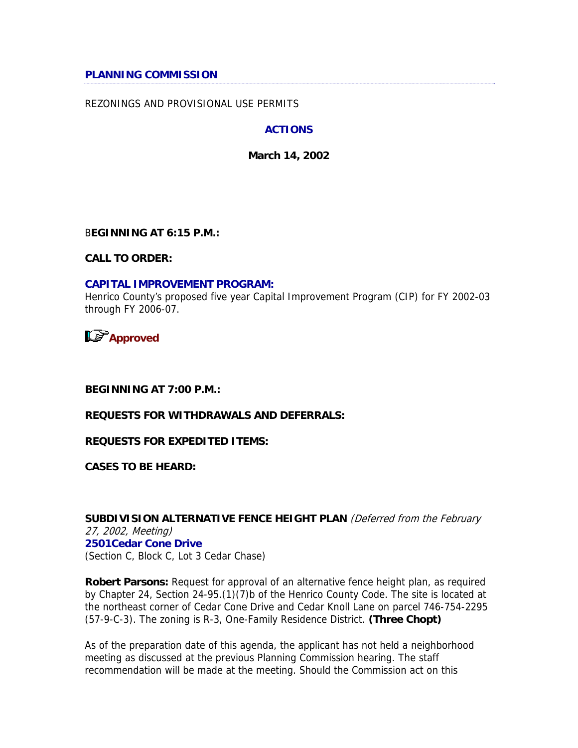**PLANNING COMMISSION**

REZONINGS AND PROVISIONAL USE PERMITS

**ACTIONS**

**March 14, 2002**

**BEGINNING AT 6:15 P.M.:**

**CALL TO ORDER:**

**CAPITAL IMPROVEMENT PROGRAM:**
Henrico County's proposed five year Capital Improvement Program (CIP) for FY 2002-03 through FY 2006-07.

**Approved**

**BEGINNING AT 7:00 P.M.:**

**REQUESTS FOR WITHDRAWALS AND DEFERRALS:**

**REQUESTS FOR EXPEDITED ITEMS:**

**CASES TO BE HEARD:**

**SUBDIVISION ALTERNATIVE FENCE HEIGHT PLAN** *(Deferred from the February 27, 2002, Meeting)*
**2501Cedar Cone Drive**
(Section C, Block C, Lot 3 Cedar Chase)

**Robert Parsons:** Request for approval of an alternative fence height plan, as required by Chapter 24, Section 24-95.(1)(7)b of the Henrico County Code. The site is located at the northeast corner of Cedar Cone Drive and Cedar Knoll Lane on parcel 746-754-2295 (57-9-C-3). The zoning is R-3, One-Family Residence District. **(Three Chopt)**

As of the preparation date of this agenda, the applicant has not held a neighborhood meeting as discussed at the previous Planning Commission hearing. The staff recommendation will be made at the meeting. Should the Commission act on this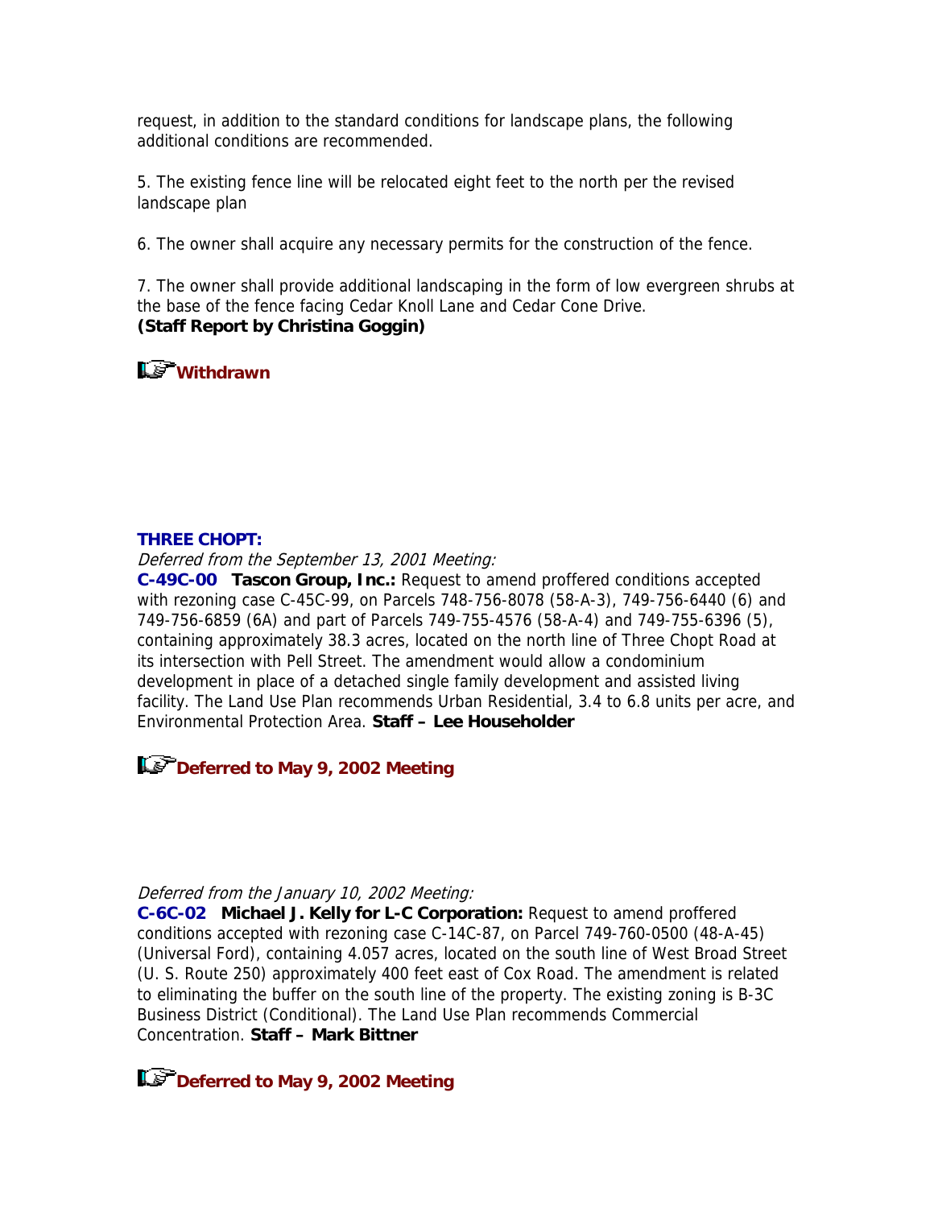request, in addition to the standard conditions for landscape plans, the following additional conditions are recommended.

5. The existing fence line will be relocated eight feet to the north per the revised landscape plan

6. The owner shall acquire any necessary permits for the construction of the fence.

7. The owner shall provide additional landscaping in the form of low evergreen shrubs at the base of the fence facing Cedar Knoll Lane and Cedar Cone Drive.
**(Staff Report by Christina Goggin)**

**Withdrawn**

**THREE CHOPT:**

*Deferred from the September 13, 2001 Meeting:*
**C-49C-00 Tascon Group, Inc.:** Request to amend proffered conditions accepted with rezoning case C-45C-99, on Parcels 748-756-8078 (58-A-3), 749-756-6440 (6) and 749-756-6859 (6A) and part of Parcels 749-755-4576 (58-A-4) and 749-755-6396 (5), containing approximately 38.3 acres, located on the north line of Three Chopt Road at its intersection with Pell Street. The amendment would allow a condominium development in place of a detached single family development and assisted living facility. The Land Use Plan recommends Urban Residential, 3.4 to 6.8 units per acre, and Environmental Protection Area. **Staff – Lee Householder**

**Deferred to May 9, 2002 Meeting**

*Deferred from the January 10, 2002 Meeting:*
**C-6C-02 Michael J. Kelly for L-C Corporation:** Request to amend proffered conditions accepted with rezoning case C-14C-87, on Parcel 749-760-0500 (48-A-45) (Universal Ford), containing 4.057 acres, located on the south line of West Broad Street (U. S. Route 250) approximately 400 feet east of Cox Road. The amendment is related to eliminating the buffer on the south line of the property. The existing zoning is B-3C Business District (Conditional). The Land Use Plan recommends Commercial Concentration. **Staff – Mark Bittner**

**Deferred to May 9, 2002 Meeting**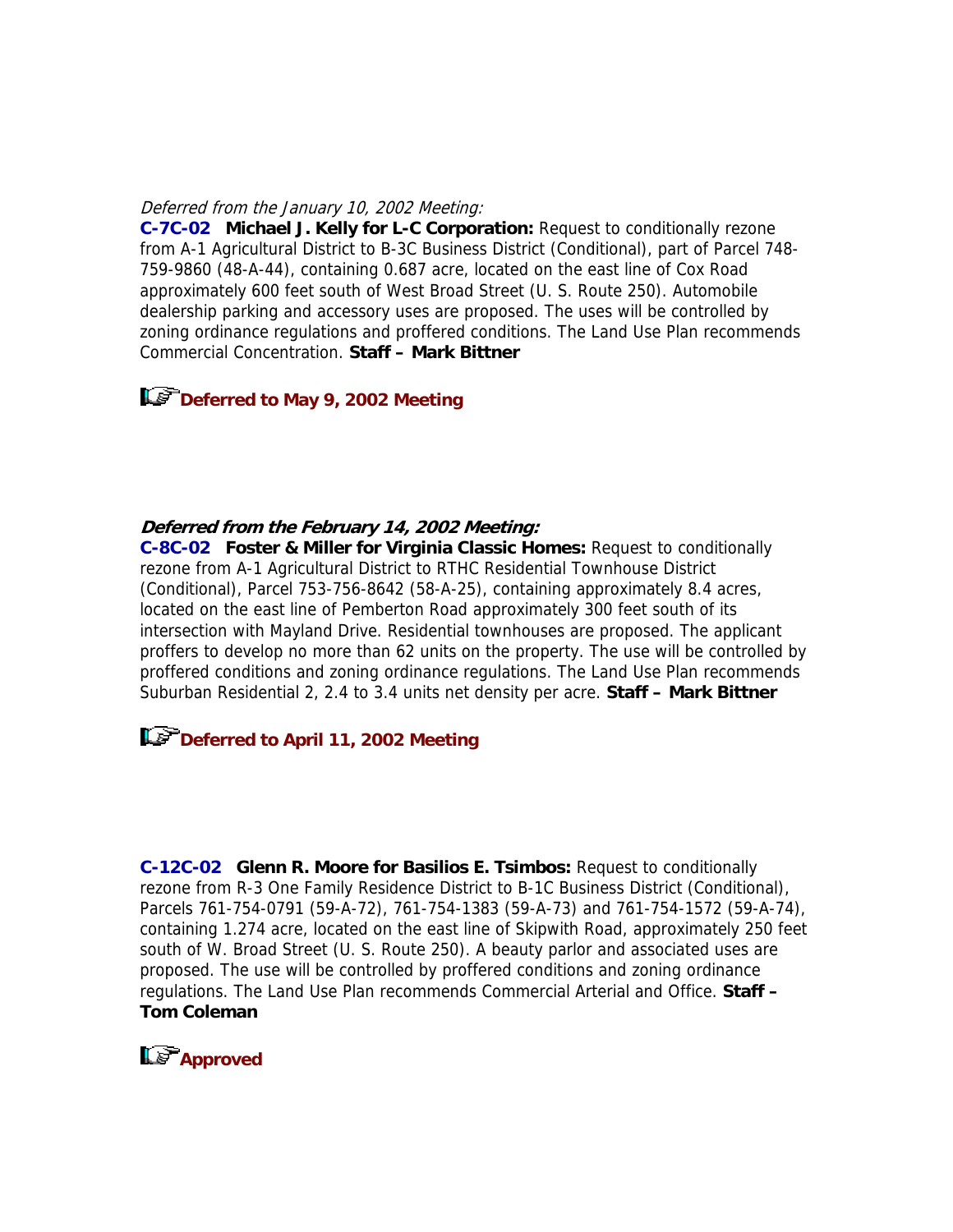*Deferred from the January 10, 2002 Meeting:*

**C-7C-02 Michael J. Kelly for L-C Corporation:** Request to conditionally rezone from A-1 Agricultural District to B-3C Business District (Conditional), part of Parcel 748-759-9860 (48-A-44), containing 0.687 acre, located on the east line of Cox Road approximately 600 feet south of West Broad Street (U. S. Route 250). Automobile dealership parking and accessory uses are proposed. The uses will be controlled by zoning ordinance regulations and proffered conditions. The Land Use Plan recommends Commercial Concentration. **Staff – Mark Bittner**

**Deferred to May 9, 2002 Meeting**

***Deferred from the February 14, 2002 Meeting:***

**C-8C-02 Foster & Miller for Virginia Classic Homes:** Request to conditionally rezone from A-1 Agricultural District to RTHC Residential Townhouse District (Conditional), Parcel 753-756-8642 (58-A-25), containing approximately 8.4 acres, located on the east line of Pemberton Road approximately 300 feet south of its intersection with Mayland Drive. Residential townhouses are proposed. The applicant proffers to develop no more than 62 units on the property. The use will be controlled by proffered conditions and zoning ordinance regulations. The Land Use Plan recommends Suburban Residential 2, 2.4 to 3.4 units net density per acre. **Staff – Mark Bittner**

**Deferred to April 11, 2002 Meeting**

**C-12C-02 Glenn R. Moore for Basilios E. Tsimbos:** Request to conditionally rezone from R-3 One Family Residence District to B-1C Business District (Conditional), Parcels 761-754-0791 (59-A-72), 761-754-1383 (59-A-73) and 761-754-1572 (59-A-74), containing 1.274 acre, located on the east line of Skipwith Road, approximately 250 feet south of W. Broad Street (U. S. Route 250). A beauty parlor and associated uses are proposed. The use will be controlled by proffered conditions and zoning ordinance regulations. The Land Use Plan recommends Commercial Arterial and Office. **Staff – Tom Coleman**

**Approved**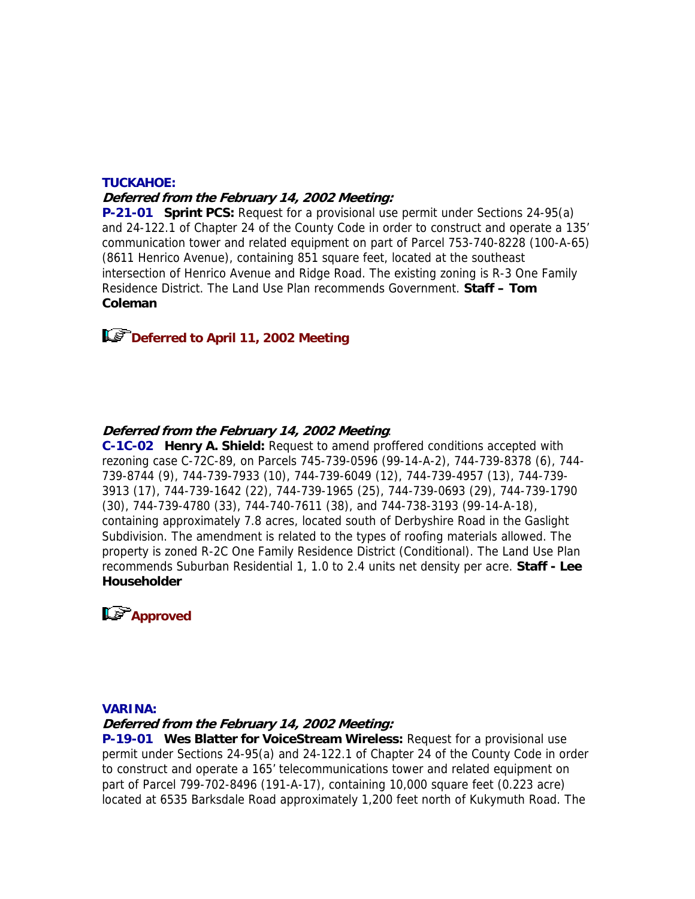**TUCKAHOE:**

***Deferred from the February 14, 2002 Meeting:***

**P-21-01 Sprint PCS:** Request for a provisional use permit under Sections 24-95(a) and 24-122.1 of Chapter 24 of the County Code in order to construct and operate a 135' communication tower and related equipment on part of Parcel 753-740-8228 (100-A-65) (8611 Henrico Avenue), containing 851 square feet, located at the southeast intersection of Henrico Avenue and Ridge Road. The existing zoning is R-3 One Family Residence District. The Land Use Plan recommends Government. **Staff – Tom Coleman**

**Deferred to April 11, 2002 Meeting**

***Deferred from the February 14, 2002 Meeting*.**

**C-1C-02 Henry A. Shield:** Request to amend proffered conditions accepted with rezoning case C-72C-89, on Parcels 745-739-0596 (99-14-A-2), 744-739-8378 (6), 744-739-8744 (9), 744-739-7933 (10), 744-739-6049 (12), 744-739-4957 (13), 744-739-3913 (17), 744-739-1642 (22), 744-739-1965 (25), 744-739-0693 (29), 744-739-1790 (30), 744-739-4780 (33), 744-740-7611 (38), and 744-738-3193 (99-14-A-18), containing approximately 7.8 acres, located south of Derbyshire Road in the Gaslight Subdivision. The amendment is related to the types of roofing materials allowed. The property is zoned R-2C One Family Residence District (Conditional). The Land Use Plan recommends Suburban Residential 1, 1.0 to 2.4 units net density per acre. **Staff - Lee Householder**

**Approved**

**VARINA:**

***Deferred from the February 14, 2002 Meeting:***

**P-19-01 Wes Blatter for VoiceStream Wireless:** Request for a provisional use permit under Sections 24-95(a) and 24-122.1 of Chapter 24 of the County Code in order to construct and operate a 165' telecommunications tower and related equipment on part of Parcel 799-702-8496 (191-A-17), containing 10,000 square feet (0.223 acre) located at 6535 Barksdale Road approximately 1,200 feet north of Kukymuth Road. The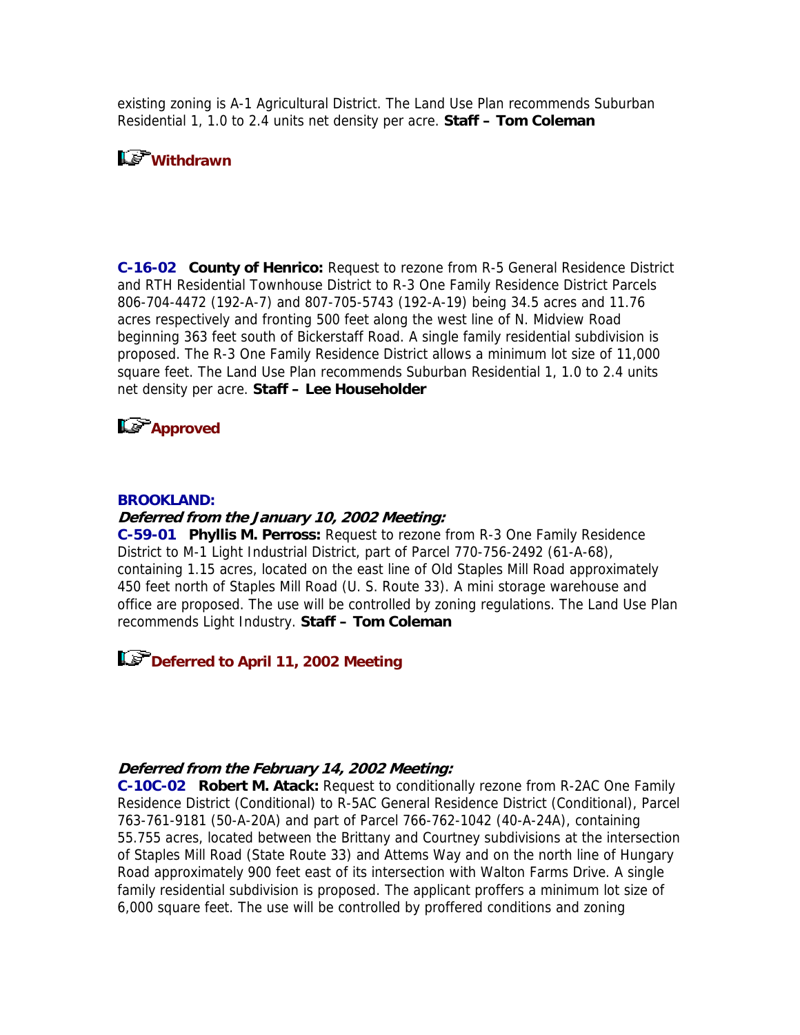existing zoning is A-1 Agricultural District. The Land Use Plan recommends Suburban Residential 1, 1.0 to 2.4 units net density per acre. **Staff – Tom Coleman**

**Withdrawn**

**C-16-02 County of Henrico:** Request to rezone from R-5 General Residence District and RTH Residential Townhouse District to R-3 One Family Residence District Parcels 806-704-4472 (192-A-7) and 807-705-5743 (192-A-19) being 34.5 acres and 11.76 acres respectively and fronting 500 feet along the west line of N. Midview Road beginning 363 feet south of Bickerstaff Road. A single family residential subdivision is proposed. The R-3 One Family Residence District allows a minimum lot size of 11,000 square feet. The Land Use Plan recommends Suburban Residential 1, 1.0 to 2.4 units net density per acre. **Staff – Lee Householder**

**Approved**

**BROOKLAND:**

***Deferred from the January 10, 2002 Meeting:***

**C-59-01 Phyllis M. Perross:** Request to rezone from R-3 One Family Residence District to M-1 Light Industrial District, part of Parcel 770-756-2492 (61-A-68), containing 1.15 acres, located on the east line of Old Staples Mill Road approximately 450 feet north of Staples Mill Road (U. S. Route 33). A mini storage warehouse and office are proposed. The use will be controlled by zoning regulations. The Land Use Plan recommends Light Industry. **Staff – Tom Coleman**

**Deferred to April 11, 2002 Meeting**

***Deferred from the February 14, 2002 Meeting:***

**C-10C-02 Robert M. Atack:** Request to conditionally rezone from R-2AC One Family Residence District (Conditional) to R-5AC General Residence District (Conditional), Parcel 763-761-9181 (50-A-20A) and part of Parcel 766-762-1042 (40-A-24A), containing 55.755 acres, located between the Brittany and Courtney subdivisions at the intersection of Staples Mill Road (State Route 33) and Attems Way and on the north line of Hungary Road approximately 900 feet east of its intersection with Walton Farms Drive. A single family residential subdivision is proposed. The applicant proffers a minimum lot size of 6,000 square feet. The use will be controlled by proffered conditions and zoning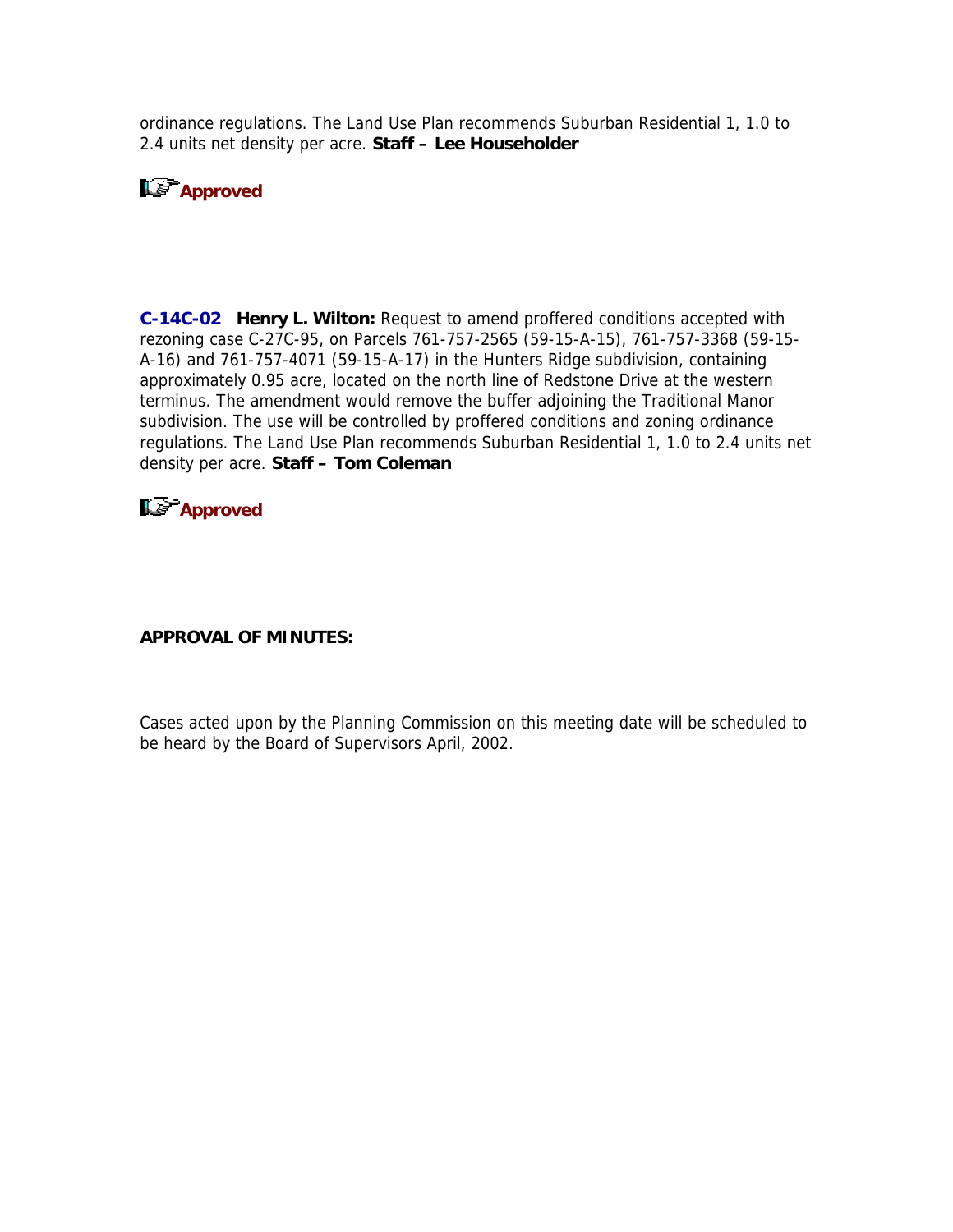ordinance regulations. The Land Use Plan recommends Suburban Residential 1, 1.0 to 2.4 units net density per acre. **Staff – Lee Householder**

**Approved**

**C-14C-02** **Henry L. Wilton:** Request to amend proffered conditions accepted with rezoning case C-27C-95, on Parcels 761-757-2565 (59-15-A-15), 761-757-3368 (59-15-A-16) and 761-757-4071 (59-15-A-17) in the Hunters Ridge subdivision, containing approximately 0.95 acre, located on the north line of Redstone Drive at the western terminus. The amendment would remove the buffer adjoining the Traditional Manor subdivision. The use will be controlled by proffered conditions and zoning ordinance regulations. The Land Use Plan recommends Suburban Residential 1, 1.0 to 2.4 units net density per acre. **Staff – Tom Coleman**

**Approved**

**APPROVAL OF MINUTES:**

Cases acted upon by the Planning Commission on this meeting date will be scheduled to be heard by the Board of Supervisors April, 2002.